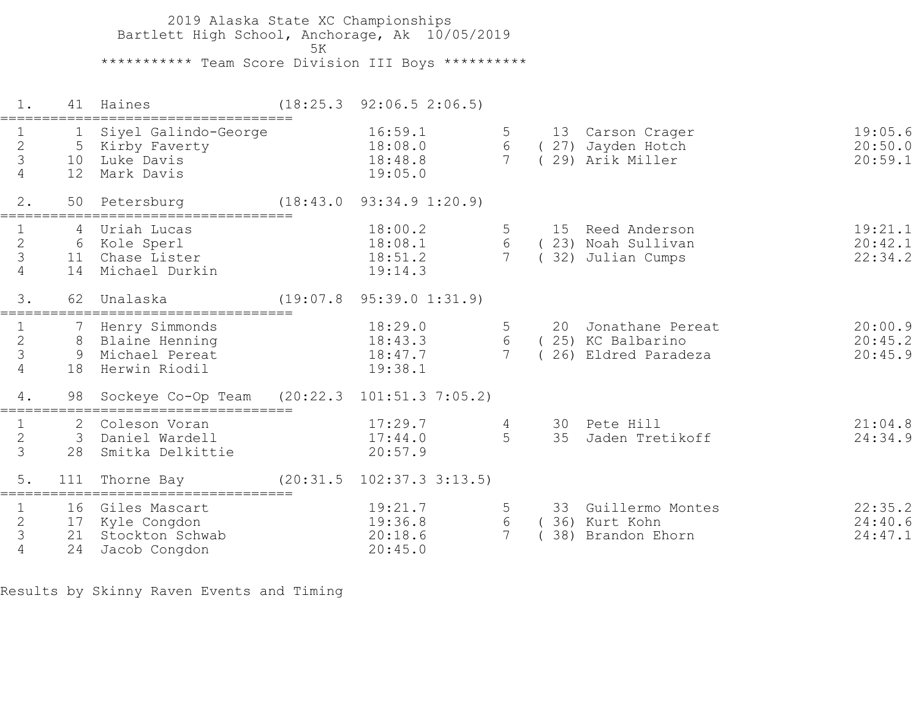# 2019 Alaska State XC Championships

Bartlett High School, Anchorage, Ak 10/05/2019

5K

## *********** Team Score Division III Boys **********

### 1. 41 Haines (18:25.3 92:06.5 2:06.5)

| # | Place | Name | Time | # | Place | Name | Time |
|---|---|---|---|---|---|---|---|
| 1 | 1 | Siyel Galindo-George | 16:59.1 | 5 | 13 | Carson Crager | 19:05.6 |
| 2 | 5 | Kirby Faverty | 18:08.0 | 6 | ( 27) | Jayden Hotch | 20:50.0 |
| 3 | 10 | Luke Davis | 18:48.8 | 7 | ( 29) | Arik Miller | 20:59.1 |
| 4 | 12 | Mark Davis | 19:05.0 | | | | |

### 2. 50 Petersburg (18:43.0 93:34.9 1:20.9)

| # | Place | Name | Time | # | Place | Name | Time |
|---|---|---|---|---|---|---|---|
| 1 | 4 | Uriah Lucas | 18:00.2 | 5 | 15 | Reed Anderson | 19:21.1 |
| 2 | 6 | Kole Sperl | 18:08.1 | 6 | ( 23) | Noah Sullivan | 20:42.1 |
| 3 | 11 | Chase Lister | 18:51.2 | 7 | ( 32) | Julian Cumps | 22:34.2 |
| 4 | 14 | Michael Durkin | 19:14.3 | | | | |

### 3. 62 Unalaska (19:07.8 95:39.0 1:31.9)

| # | Place | Name | Time | # | Place | Name | Time |
|---|---|---|---|---|---|---|---|
| 1 | 7 | Henry Simmonds | 18:29.0 | 5 | 20 | Jonathane Pereat | 20:00.9 |
| 2 | 8 | Blaine Henning | 18:43.3 | 6 | ( 25) | KC Balbarino | 20:45.2 |
| 3 | 9 | Michael Pereat | 18:47.7 | 7 | ( 26) | Eldred Paradeza | 20:45.9 |
| 4 | 18 | Herwin Riodil | 19:38.1 | | | | |

### 4. 98 Sockeye Co-Op Team (20:22.3 101:51.3 7:05.2)

| # | Place | Name | Time | # | Place | Name | Time |
|---|---|---|---|---|---|---|---|
| 1 | 2 | Coleson Voran | 17:29.7 | 4 | 30 | Pete Hill | 21:04.8 |
| 2 | 3 | Daniel Wardell | 17:44.0 | 5 | 35 | Jaden Tretikoff | 24:34.9 |
| 3 | 28 | Smitka Delkittie | 20:57.9 | | | | |

### 5. 111 Thorne Bay (20:31.5 102:37.3 3:13.5)

| # | Place | Name | Time | # | Place | Name | Time |
|---|---|---|---|---|---|---|---|
| 1 | 16 | Giles Mascart | 19:21.7 | 5 | 33 | Guillermo Montes | 22:35.2 |
| 2 | 17 | Kyle Congdon | 19:36.8 | 6 | ( 36) | Kurt Kohn | 24:40.6 |
| 3 | 21 | Stockton Schwab | 20:18.6 | 7 | ( 38) | Brandon Ehorn | 24:47.1 |
| 4 | 24 | Jacob Congdon | 20:45.0 | | | | |

Results by Skinny Raven Events and Timing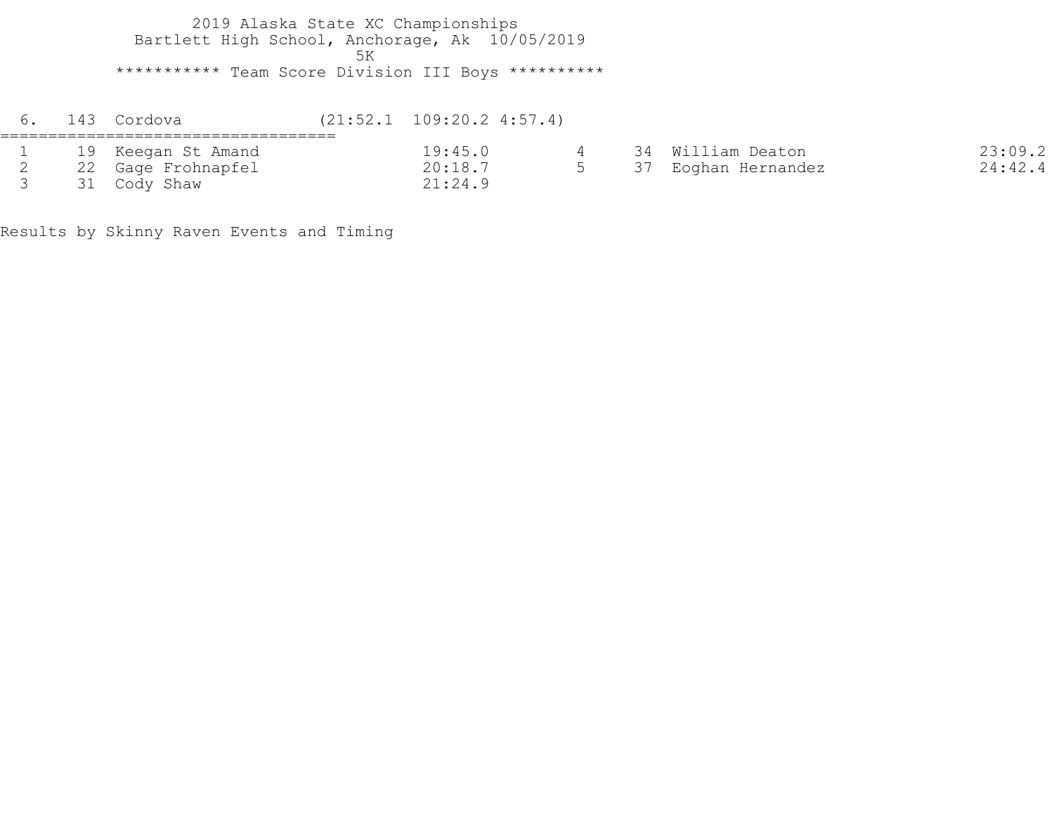2019 Alaska State XC Championships
Bartlett High School, Anchorage, Ak 10/05/2019
5K

*********** Team Score Division III Boys **********

6. 143 Cordova (21:52.1 109:20.2 4:57.4)

| | | | | | | | |
|---|---|---|---|---|---|---|---|
| 1 | 19 | Keegan St Amand | 19:45.0 | 4 | 34 | William Deaton | 23:09.2 |
| 2 | 22 | Gage Frohnapfel | 20:18.7 | 5 | 37 | Eoghan Hernandez | 24:42.4 |
| 3 | 31 | Cody Shaw | 21:24.9 | | | | |

Results by Skinny Raven Events and Timing